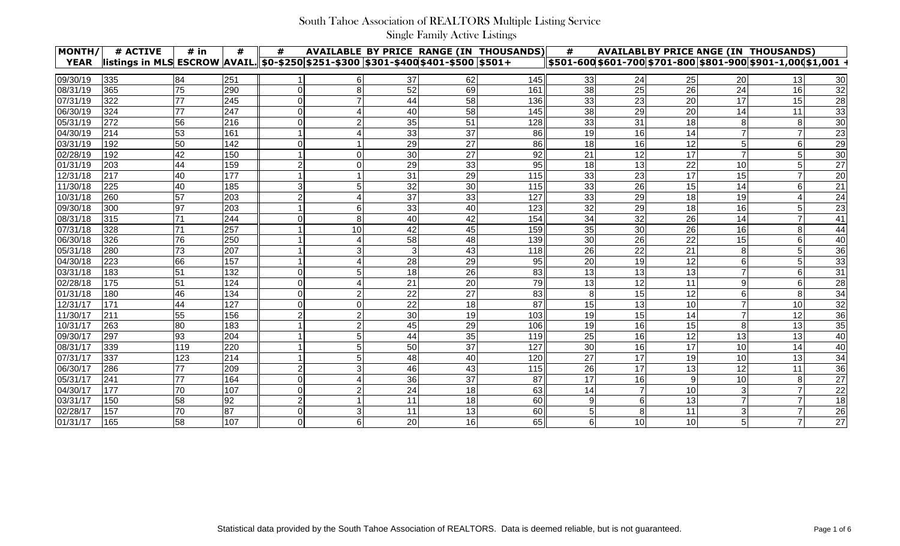# South Tahoe Association of REALTORS Multiple Listing Service

## Single Family Active Listings

| MONTH/ YEAR | # ACTIVE listings in MLS | # in ESCROW | # AVAIL. | # AVAILABLE BY PRICE RANGE (IN THOUSANDS) $0-$250 | $251-$300 | $301-$400 | $401-$500 | $501+ | # AVAILABLBY PRICE ANGE (IN THOUSANDS) $501-600 | $601-700 | $701-800 | $801-900 | $901-1,000 | $1,001 + |
|---|---|---|---|---|---|---|---|---|---|---|---|---|---|---|
| 09/30/19 | 335 | 84 | 251 | 1 | 6 | 37 | 62 | 145 | 33 | 24 | 25 | 20 | 13 | 30 |
| 08/31/19 | 365 | 75 | 290 | 0 | 8 | 52 | 69 | 161 | 38 | 25 | 26 | 24 | 16 | 32 |
| 07/31/19 | 322 | 77 | 245 | 0 | 7 | 44 | 58 | 136 | 33 | 23 | 20 | 17 | 15 | 28 |
| 06/30/19 | 324 | 77 | 247 | 0 | 4 | 40 | 58 | 145 | 38 | 29 | 20 | 14 | 11 | 33 |
| 05/31/19 | 272 | 56 | 216 | 0 | 2 | 35 | 51 | 128 | 33 | 31 | 18 | 8 | 8 | 30 |
| 04/30/19 | 214 | 53 | 161 | 1 | 4 | 33 | 37 | 86 | 19 | 16 | 14 | 7 | 7 | 23 |
| 03/31/19 | 192 | 50 | 142 | 0 | 1 | 29 | 27 | 86 | 18 | 16 | 12 | 5 | 6 | 29 |
| 02/28/19 | 192 | 42 | 150 | 1 | 0 | 30 | 27 | 92 | 21 | 12 | 17 | 7 | 5 | 30 |
| 01/31/19 | 203 | 44 | 159 | 2 | 0 | 29 | 33 | 95 | 18 | 13 | 22 | 10 | 5 | 27 |
| 12/31/18 | 217 | 40 | 177 | 1 | 1 | 31 | 29 | 115 | 33 | 23 | 17 | 15 | 7 | 20 |
| 11/30/18 | 225 | 40 | 185 | 3 | 5 | 32 | 30 | 115 | 33 | 26 | 15 | 14 | 6 | 21 |
| 10/31/18 | 260 | 57 | 203 | 2 | 4 | 37 | 33 | 127 | 33 | 29 | 18 | 19 | 4 | 24 |
| 09/30/18 | 300 | 97 | 203 | 1 | 6 | 33 | 40 | 123 | 32 | 29 | 18 | 16 | 5 | 23 |
| 08/31/18 | 315 | 71 | 244 | 0 | 8 | 40 | 42 | 154 | 34 | 32 | 26 | 14 | 7 | 41 |
| 07/31/18 | 328 | 71 | 257 | 1 | 10 | 42 | 45 | 159 | 35 | 30 | 26 | 16 | 8 | 44 |
| 06/30/18 | 326 | 76 | 250 | 1 | 4 | 58 | 48 | 139 | 30 | 26 | 22 | 15 | 6 | 40 |
| 05/31/18 | 280 | 73 | 207 | 1 | 3 | 3 | 43 | 118 | 26 | 22 | 21 | 8 | 5 | 36 |
| 04/30/18 | 223 | 66 | 157 | 1 | 4 | 28 | 29 | 95 | 20 | 19 | 12 | 6 | 5 | 33 |
| 03/31/18 | 183 | 51 | 132 | 0 | 5 | 18 | 26 | 83 | 13 | 13 | 13 | 7 | 6 | 31 |
| 02/28/18 | 175 | 51 | 124 | 0 | 4 | 21 | 20 | 79 | 13 | 12 | 11 | 9 | 6 | 28 |
| 01/31/18 | 180 | 46 | 134 | 0 | 2 | 22 | 27 | 83 | 8 | 15 | 12 | 6 | 8 | 34 |
| 12/31/17 | 171 | 44 | 127 | 0 | 0 | 22 | 18 | 87 | 15 | 13 | 10 | 7 | 10 | 32 |
| 11/30/17 | 211 | 55 | 156 | 2 | 2 | 30 | 19 | 103 | 19 | 15 | 14 | 7 | 12 | 36 |
| 10/31/17 | 263 | 80 | 183 | 1 | 2 | 45 | 29 | 106 | 19 | 16 | 15 | 8 | 13 | 35 |
| 09/30/17 | 297 | 93 | 204 | 1 | 5 | 44 | 35 | 119 | 25 | 16 | 12 | 13 | 13 | 40 |
| 08/31/17 | 339 | 119 | 220 | 1 | 5 | 50 | 37 | 127 | 30 | 16 | 17 | 10 | 14 | 40 |
| 07/31/17 | 337 | 123 | 214 | 1 | 5 | 48 | 40 | 120 | 27 | 17 | 19 | 10 | 13 | 34 |
| 06/30/17 | 286 | 77 | 209 | 2 | 3 | 46 | 43 | 115 | 26 | 17 | 13 | 12 | 11 | 36 |
| 05/31/17 | 241 | 77 | 164 | 0 | 4 | 36 | 37 | 87 | 17 | 16 | 9 | 10 | 8 | 27 |
| 04/30/17 | 177 | 70 | 107 | 0 | 2 | 24 | 18 | 63 | 14 | 7 | 10 | 3 | 7 | 22 |
| 03/31/17 | 150 | 58 | 92 | 2 | 1 | 11 | 18 | 60 | 9 | 6 | 13 | 7 | 7 | 18 |
| 02/28/17 | 157 | 70 | 87 | 0 | 3 | 11 | 13 | 60 | 5 | 8 | 11 | 3 | 7 | 26 |
| 01/31/17 | 165 | 58 | 107 | 0 | 6 | 20 | 16 | 65 | 6 | 10 | 10 | 5 | 7 | 27 |

Statistical data provided by the South Tahoe Association of REALTORS. Data is deemed reliable, but is not guaranteed.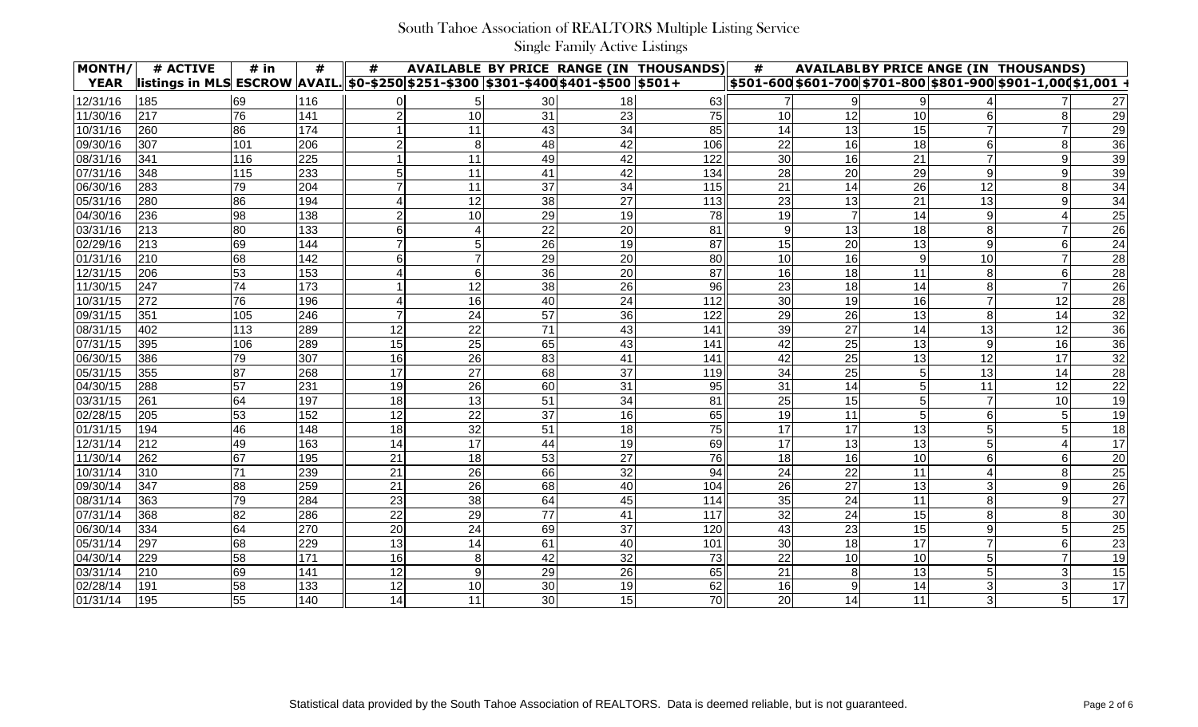# South Tahoe Association of REALTORS Multiple Listing Service

## Single Family Active Listings

| MONTH/ YEAR | # ACTIVE listings in MLS | # in ESCROW | # AVAIL. | # AVAILABLE BY PRICE RANGE (IN THOUSANDS) $0-$250 | $251-$300 | $301-$400 | $401-$500 | $501+ | # AVAILABLE BY PRICE ANGE (IN THOUSANDS) $501-600 | $601-700 | $701-800 | $801-900 | $901-1,000 | $1,001 + |
|---|---|---|---|---|---|---|---|---|---|---|---|---|---|---|
| 12/31/16 | 185 | 69 | 116 | 0 | 5 | 30 | 18 | 63 | 7 | 9 | 9 | 4 | 7 | 27 |
| 11/30/16 | 217 | 76 | 141 | 2 | 10 | 31 | 23 | 75 | 10 | 12 | 10 | 6 | 8 | 29 |
| 10/31/16 | 260 | 86 | 174 | 1 | 11 | 43 | 34 | 85 | 14 | 13 | 15 | 7 | 7 | 29 |
| 09/30/16 | 307 | 101 | 206 | 2 | 8 | 48 | 42 | 106 | 22 | 16 | 18 | 6 | 8 | 36 |
| 08/31/16 | 341 | 116 | 225 | 1 | 11 | 49 | 42 | 122 | 30 | 16 | 21 | 7 | 9 | 39 |
| 07/31/16 | 348 | 115 | 233 | 5 | 11 | 41 | 42 | 134 | 28 | 20 | 29 | 9 | 9 | 39 |
| 06/30/16 | 283 | 79 | 204 | 7 | 11 | 37 | 34 | 115 | 21 | 14 | 26 | 12 | 8 | 34 |
| 05/31/16 | 280 | 86 | 194 | 4 | 12 | 38 | 27 | 113 | 23 | 13 | 21 | 13 | 9 | 34 |
| 04/30/16 | 236 | 98 | 138 | 2 | 10 | 29 | 19 | 78 | 19 | 7 | 14 | 9 | 4 | 25 |
| 03/31/16 | 213 | 80 | 133 | 6 | 4 | 22 | 20 | 81 | 9 | 13 | 18 | 8 | 7 | 26 |
| 02/29/16 | 213 | 69 | 144 | 7 | 5 | 26 | 19 | 87 | 15 | 20 | 13 | 9 | 6 | 24 |
| 01/31/16 | 210 | 68 | 142 | 6 | 7 | 29 | 20 | 80 | 10 | 16 | 9 | 10 | 7 | 28 |
| 12/31/15 | 206 | 53 | 153 | 4 | 6 | 36 | 20 | 87 | 16 | 18 | 11 | 8 | 6 | 28 |
| 11/30/15 | 247 | 74 | 173 | 1 | 12 | 38 | 26 | 96 | 23 | 18 | 14 | 8 | 7 | 26 |
| 10/31/15 | 272 | 76 | 196 | 4 | 16 | 40 | 24 | 112 | 30 | 19 | 16 | 7 | 12 | 28 |
| 09/31/15 | 351 | 105 | 246 | 7 | 24 | 57 | 36 | 122 | 29 | 26 | 13 | 8 | 14 | 32 |
| 08/31/15 | 402 | 113 | 289 | 12 | 22 | 71 | 43 | 141 | 39 | 27 | 14 | 13 | 12 | 36 |
| 07/31/15 | 395 | 106 | 289 | 15 | 25 | 65 | 43 | 141 | 42 | 25 | 13 | 9 | 16 | 36 |
| 06/30/15 | 386 | 79 | 307 | 16 | 26 | 83 | 41 | 141 | 42 | 25 | 13 | 12 | 17 | 32 |
| 05/31/15 | 355 | 87 | 268 | 17 | 27 | 68 | 37 | 119 | 34 | 25 | 5 | 13 | 14 | 28 |
| 04/30/15 | 288 | 57 | 231 | 19 | 26 | 60 | 31 | 95 | 31 | 14 | 5 | 11 | 12 | 22 |
| 03/31/15 | 261 | 64 | 197 | 18 | 13 | 51 | 34 | 81 | 25 | 15 | 5 | 7 | 10 | 19 |
| 02/28/15 | 205 | 53 | 152 | 12 | 22 | 37 | 16 | 65 | 19 | 11 | 5 | 6 | 5 | 19 |
| 01/31/15 | 194 | 46 | 148 | 18 | 32 | 51 | 18 | 75 | 17 | 17 | 13 | 5 | 5 | 18 |
| 12/31/14 | 212 | 49 | 163 | 14 | 17 | 44 | 19 | 69 | 17 | 13 | 13 | 5 | 4 | 17 |
| 11/30/14 | 262 | 67 | 195 | 21 | 18 | 53 | 27 | 76 | 18 | 16 | 10 | 6 | 6 | 20 |
| 10/31/14 | 310 | 71 | 239 | 21 | 26 | 66 | 32 | 94 | 24 | 22 | 11 | 4 | 8 | 25 |
| 09/30/14 | 347 | 88 | 259 | 21 | 26 | 68 | 40 | 104 | 26 | 27 | 13 | 3 | 9 | 26 |
| 08/31/14 | 363 | 79 | 284 | 23 | 38 | 64 | 45 | 114 | 35 | 24 | 11 | 8 | 9 | 27 |
| 07/31/14 | 368 | 82 | 286 | 22 | 29 | 77 | 41 | 117 | 32 | 24 | 15 | 8 | 8 | 30 |
| 06/30/14 | 334 | 64 | 270 | 20 | 24 | 69 | 37 | 120 | 43 | 23 | 15 | 9 | 5 | 25 |
| 05/31/14 | 297 | 68 | 229 | 13 | 14 | 61 | 40 | 101 | 30 | 18 | 17 | 7 | 6 | 23 |
| 04/30/14 | 229 | 58 | 171 | 16 | 8 | 42 | 32 | 73 | 22 | 10 | 10 | 5 | 7 | 19 |
| 03/31/14 | 210 | 69 | 141 | 12 | 9 | 29 | 26 | 65 | 21 | 8 | 13 | 5 | 3 | 15 |
| 02/28/14 | 191 | 58 | 133 | 12 | 10 | 30 | 19 | 62 | 16 | 9 | 14 | 3 | 3 | 17 |
| 01/31/14 | 195 | 55 | 140 | 14 | 11 | 30 | 15 | 70 | 20 | 14 | 11 | 3 | 5 | 17 |

Statistical data provided by the South Tahoe Association of REALTORS. Data is deemed reliable, but is not guaranteed.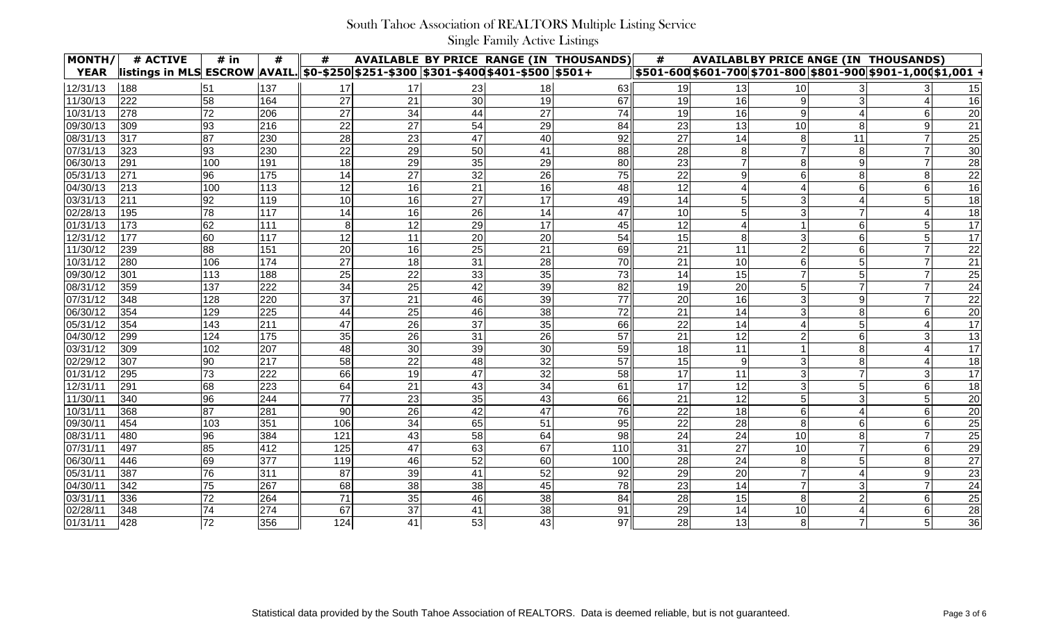# South Tahoe Association of REALTORS Multiple Listing Service

## Single Family Active Listings

| MONTH/ YEAR | # ACTIVE listings in MLS | # in ESCROW | # AVAIL. | # AVAILABLE BY PRICE RANGE (IN THOUSANDS) $0-$250 | $251-$300 | $301-$400 | $401-$500 | $501+ | # AVAILABLE BY PRICE ANGE (IN THOUSANDS) $501-600 | $601-700 | $701-800 | $801-900 | $901-1,000 | $1,001 + |
|---|---|---|---|---|---|---|---|---|---|---|---|---|---|---|
| 12/31/13 | 188 | 51 | 137 | 17 | 17 | 23 | 18 | 63 | 19 | 13 | 10 | 3 | 3 | 15 |
| 11/30/13 | 222 | 58 | 164 | 27 | 21 | 30 | 19 | 67 | 19 | 16 | 9 | 3 | 4 | 16 |
| 10/31/13 | 278 | 72 | 206 | 27 | 34 | 44 | 27 | 74 | 19 | 16 | 9 | 4 | 6 | 20 |
| 09/30/13 | 309 | 93 | 216 | 22 | 27 | 54 | 29 | 84 | 23 | 13 | 10 | 8 | 9 | 21 |
| 08/31/13 | 317 | 87 | 230 | 28 | 23 | 47 | 40 | 92 | 27 | 14 | 8 | 11 | 7 | 25 |
| 07/31/13 | 323 | 93 | 230 | 22 | 29 | 50 | 41 | 88 | 28 | 8 | 7 | 8 | 7 | 30 |
| 06/30/13 | 291 | 100 | 191 | 18 | 29 | 35 | 29 | 80 | 23 | 7 | 8 | 9 | 7 | 28 |
| 05/31/13 | 271 | 96 | 175 | 14 | 27 | 32 | 26 | 75 | 22 | 9 | 6 | 8 | 8 | 22 |
| 04/30/13 | 213 | 100 | 113 | 12 | 16 | 21 | 16 | 48 | 12 | 4 | 4 | 6 | 6 | 16 |
| 03/31/13 | 211 | 92 | 119 | 10 | 16 | 27 | 17 | 49 | 14 | 5 | 3 | 4 | 5 | 18 |
| 02/28/13 | 195 | 78 | 117 | 14 | 16 | 26 | 14 | 47 | 10 | 5 | 3 | 7 | 4 | 18 |
| 01/31/13 | 173 | 62 | 111 | 8 | 12 | 29 | 17 | 45 | 12 | 4 | 1 | 6 | 5 | 17 |
| 12/31/12 | 177 | 60 | 117 | 12 | 11 | 20 | 20 | 54 | 15 | 8 | 3 | 6 | 5 | 17 |
| 11/30/12 | 239 | 88 | 151 | 20 | 16 | 25 | 21 | 69 | 21 | 11 | 2 | 6 | 7 | 22 |
| 10/31/12 | 280 | 106 | 174 | 27 | 18 | 31 | 28 | 70 | 21 | 10 | 6 | 5 | 7 | 21 |
| 09/30/12 | 301 | 113 | 188 | 25 | 22 | 33 | 35 | 73 | 14 | 15 | 7 | 5 | 7 | 25 |
| 08/31/12 | 359 | 137 | 222 | 34 | 25 | 42 | 39 | 82 | 19 | 20 | 5 | 7 | 7 | 24 |
| 07/31/12 | 348 | 128 | 220 | 37 | 21 | 46 | 39 | 77 | 20 | 16 | 3 | 9 | 7 | 22 |
| 06/30/12 | 354 | 129 | 225 | 44 | 25 | 46 | 38 | 72 | 21 | 14 | 3 | 8 | 6 | 20 |
| 05/31/12 | 354 | 143 | 211 | 47 | 26 | 37 | 35 | 66 | 22 | 14 | 4 | 5 | 4 | 17 |
| 04/30/12 | 299 | 124 | 175 | 35 | 26 | 31 | 26 | 57 | 21 | 12 | 2 | 6 | 3 | 13 |
| 03/31/12 | 309 | 102 | 207 | 48 | 30 | 39 | 30 | 59 | 18 | 11 | 1 | 8 | 4 | 17 |
| 02/29/12 | 307 | 90 | 217 | 58 | 22 | 48 | 32 | 57 | 15 | 9 | 3 | 8 | 4 | 18 |
| 01/31/12 | 295 | 73 | 222 | 66 | 19 | 47 | 32 | 58 | 17 | 11 | 3 | 7 | 3 | 17 |
| 12/31/11 | 291 | 68 | 223 | 64 | 21 | 43 | 34 | 61 | 17 | 12 | 3 | 5 | 6 | 18 |
| 11/30/11 | 340 | 96 | 244 | 77 | 23 | 35 | 43 | 66 | 21 | 12 | 5 | 3 | 5 | 20 |
| 10/31/11 | 368 | 87 | 281 | 90 | 26 | 42 | 47 | 76 | 22 | 18 | 6 | 4 | 6 | 20 |
| 09/30/11 | 454 | 103 | 351 | 106 | 34 | 65 | 51 | 95 | 22 | 28 | 8 | 6 | 6 | 25 |
| 08/31/11 | 480 | 96 | 384 | 121 | 43 | 58 | 64 | 98 | 24 | 24 | 10 | 8 | 7 | 25 |
| 07/31/11 | 497 | 85 | 412 | 125 | 47 | 63 | 67 | 110 | 31 | 27 | 10 | 7 | 6 | 29 |
| 06/30/11 | 446 | 69 | 377 | 119 | 46 | 52 | 60 | 100 | 28 | 24 | 8 | 5 | 8 | 27 |
| 05/31/11 | 387 | 76 | 311 | 87 | 39 | 41 | 52 | 92 | 29 | 20 | 7 | 4 | 9 | 23 |
| 04/30/11 | 342 | 75 | 267 | 68 | 38 | 38 | 45 | 78 | 23 | 14 | 7 | 3 | 7 | 24 |
| 03/31/11 | 336 | 72 | 264 | 71 | 35 | 46 | 38 | 84 | 28 | 15 | 8 | 2 | 6 | 25 |
| 02/28/11 | 348 | 74 | 274 | 67 | 37 | 41 | 38 | 91 | 29 | 14 | 10 | 4 | 6 | 28 |
| 01/31/11 | 428 | 72 | 356 | 124 | 41 | 53 | 43 | 97 | 28 | 13 | 8 | 7 | 5 | 36 |

Statistical data provided by the South Tahoe Association of REALTORS. Data is deemed reliable, but is not guaranteed.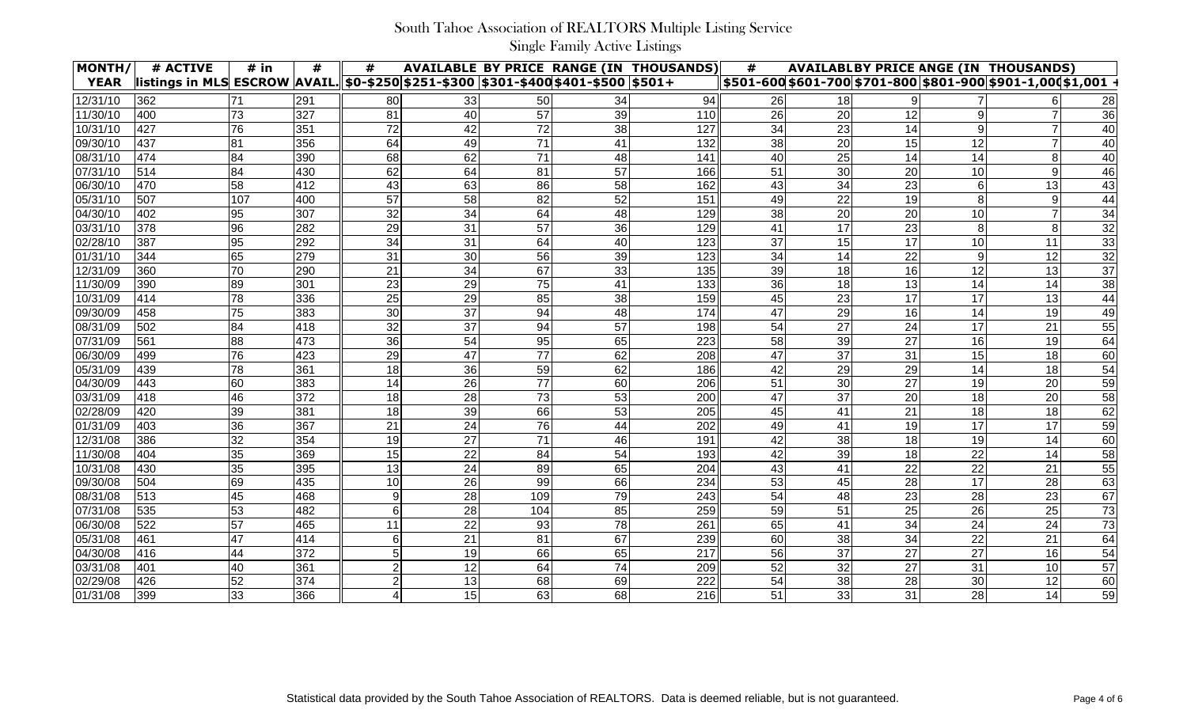# South Tahoe Association of REALTORS Multiple Listing Service

## Single Family Active Listings

| MONTH/ YEAR | # ACTIVE listings in MLS | # in ESCROW | # AVAIL. | # AVAILABLE BY PRICE RANGE (IN THOUSANDS) $0-$250 | $251-$300 | $301-$400 | $401-$500 | $501+ | # AVAILABLE BY PRICE RANGE (IN THOUSANDS) $501-600 | $601-700 | $701-800 | $801-900 | $901-1,000 | $1,001 + |
|---|---|---|---|---|---|---|---|---|---|---|---|---|---|---|
| 12/31/10 | 362 | 71 | 291 | 80 | 33 | 50 | 34 | 94 | 26 | 18 | 9 | 7 | 6 | 28 |
| 11/30/10 | 400 | 73 | 327 | 81 | 40 | 57 | 39 | 110 | 26 | 20 | 12 | 9 | 7 | 36 |
| 10/31/10 | 427 | 76 | 351 | 72 | 42 | 72 | 38 | 127 | 34 | 23 | 14 | 9 | 7 | 40 |
| 09/30/10 | 437 | 81 | 356 | 64 | 49 | 71 | 41 | 132 | 38 | 20 | 15 | 12 | 7 | 40 |
| 08/31/10 | 474 | 84 | 390 | 68 | 62 | 71 | 48 | 141 | 40 | 25 | 14 | 14 | 8 | 40 |
| 07/31/10 | 514 | 84 | 430 | 62 | 64 | 81 | 57 | 166 | 51 | 30 | 20 | 10 | 9 | 46 |
| 06/30/10 | 470 | 58 | 412 | 43 | 63 | 86 | 58 | 162 | 43 | 34 | 23 | 6 | 13 | 43 |
| 05/31/10 | 507 | 107 | 400 | 57 | 58 | 82 | 52 | 151 | 49 | 22 | 19 | 8 | 9 | 44 |
| 04/30/10 | 402 | 95 | 307 | 32 | 34 | 64 | 48 | 129 | 38 | 20 | 20 | 10 | 7 | 34 |
| 03/31/10 | 378 | 96 | 282 | 29 | 31 | 57 | 36 | 129 | 41 | 17 | 23 | 8 | 8 | 32 |
| 02/28/10 | 387 | 95 | 292 | 34 | 31 | 64 | 40 | 123 | 37 | 15 | 17 | 10 | 11 | 33 |
| 01/31/10 | 344 | 65 | 279 | 31 | 30 | 56 | 39 | 123 | 34 | 14 | 22 | 9 | 12 | 32 |
| 12/31/09 | 360 | 70 | 290 | 21 | 34 | 67 | 33 | 135 | 39 | 18 | 16 | 12 | 13 | 37 |
| 11/30/09 | 390 | 89 | 301 | 23 | 29 | 75 | 41 | 133 | 36 | 18 | 13 | 14 | 14 | 38 |
| 10/31/09 | 414 | 78 | 336 | 25 | 29 | 85 | 38 | 159 | 45 | 23 | 17 | 17 | 13 | 44 |
| 09/30/09 | 458 | 75 | 383 | 30 | 37 | 94 | 48 | 174 | 47 | 29 | 16 | 14 | 19 | 49 |
| 08/31/09 | 502 | 84 | 418 | 32 | 37 | 94 | 57 | 198 | 54 | 27 | 24 | 17 | 21 | 55 |
| 07/31/09 | 561 | 88 | 473 | 36 | 54 | 95 | 65 | 223 | 58 | 39 | 27 | 16 | 19 | 64 |
| 06/30/09 | 499 | 76 | 423 | 29 | 47 | 77 | 62 | 208 | 47 | 37 | 31 | 15 | 18 | 60 |
| 05/31/09 | 439 | 78 | 361 | 18 | 36 | 59 | 62 | 186 | 42 | 29 | 29 | 14 | 18 | 54 |
| 04/30/09 | 443 | 60 | 383 | 14 | 26 | 77 | 60 | 206 | 51 | 30 | 27 | 19 | 20 | 59 |
| 03/31/09 | 418 | 46 | 372 | 18 | 28 | 73 | 53 | 200 | 47 | 37 | 20 | 18 | 20 | 58 |
| 02/28/09 | 420 | 39 | 381 | 18 | 39 | 66 | 53 | 205 | 45 | 41 | 21 | 18 | 18 | 62 |
| 01/31/09 | 403 | 36 | 367 | 21 | 24 | 76 | 44 | 202 | 49 | 41 | 19 | 17 | 17 | 59 |
| 12/31/08 | 386 | 32 | 354 | 19 | 27 | 71 | 46 | 191 | 42 | 38 | 18 | 19 | 14 | 60 |
| 11/30/08 | 404 | 35 | 369 | 15 | 22 | 84 | 54 | 193 | 42 | 39 | 18 | 22 | 14 | 58 |
| 10/31/08 | 430 | 35 | 395 | 13 | 24 | 89 | 65 | 204 | 43 | 41 | 22 | 22 | 21 | 55 |
| 09/30/08 | 504 | 69 | 435 | 10 | 26 | 99 | 66 | 234 | 53 | 45 | 28 | 17 | 28 | 63 |
| 08/31/08 | 513 | 45 | 468 | 9 | 28 | 109 | 79 | 243 | 54 | 48 | 23 | 28 | 23 | 67 |
| 07/31/08 | 535 | 53 | 482 | 6 | 28 | 104 | 85 | 259 | 59 | 51 | 25 | 26 | 25 | 73 |
| 06/30/08 | 522 | 57 | 465 | 11 | 22 | 93 | 78 | 261 | 65 | 41 | 34 | 24 | 24 | 73 |
| 05/31/08 | 461 | 47 | 414 | 6 | 21 | 81 | 67 | 239 | 60 | 38 | 34 | 22 | 21 | 64 |
| 04/30/08 | 416 | 44 | 372 | 5 | 19 | 66 | 65 | 217 | 56 | 37 | 27 | 27 | 16 | 54 |
| 03/31/08 | 401 | 40 | 361 | 2 | 12 | 64 | 74 | 209 | 52 | 32 | 27 | 31 | 10 | 57 |
| 02/29/08 | 426 | 52 | 374 | 2 | 13 | 68 | 69 | 222 | 54 | 38 | 28 | 30 | 12 | 60 |
| 01/31/08 | 399 | 33 | 366 | 4 | 15 | 63 | 68 | 216 | 51 | 33 | 31 | 28 | 14 | 59 |

Statistical data provided by the South Tahoe Association of REALTORS. Data is deemed reliable, but is not guaranteed.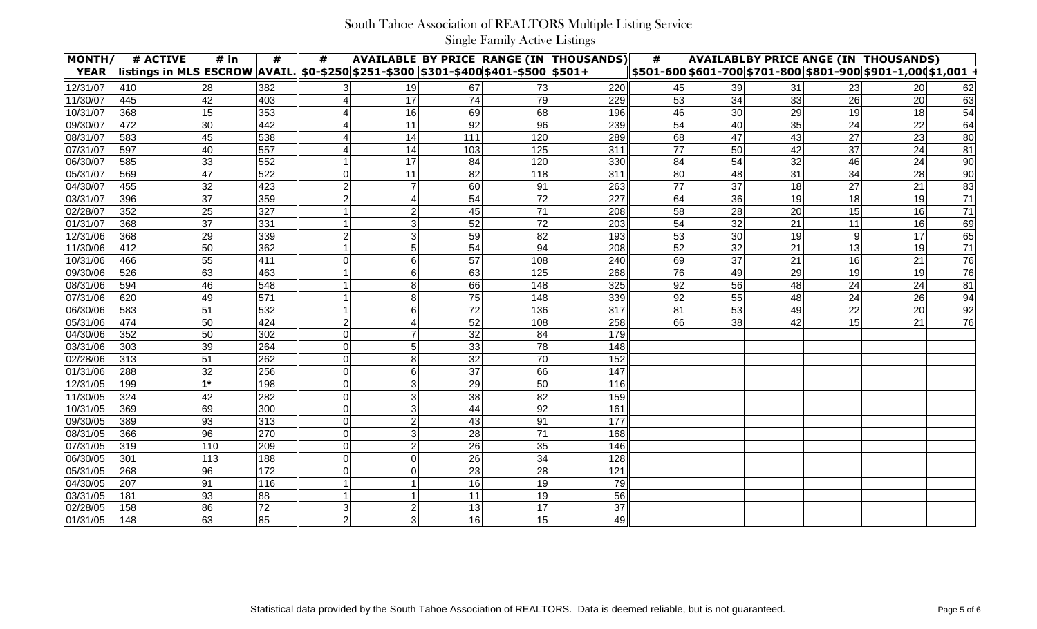# South Tahoe Association of REALTORS Multiple Listing Service

## Single Family Active Listings

| MONTH/ YEAR | # ACTIVE listings in MLS | # in ESCROW | # AVAIL. | # AVAILABLE BY PRICE RANGE (IN THOUSANDS) $0-$250 | $251-$300 | $301-$400 | $401-$500 | $501+ | # AVAILABLE BY PRICE RANGE (IN THOUSANDS) $501-600 | $601-700 | $701-800 | $801-900 | $901-1,000 | $1,001 + |
|---|---|---|---|---|---|---|---|---|---|---|---|---|---|---|
| 12/31/07 | 410 | 28 | 382 | 3 | 19 | 67 | 73 | 220 | 45 | 39 | 31 | 23 | 20 | 62 |
| 11/30/07 | 445 | 42 | 403 | 4 | 17 | 74 | 79 | 229 | 53 | 34 | 33 | 26 | 20 | 63 |
| 10/31/07 | 368 | 15 | 353 | 4 | 16 | 69 | 68 | 196 | 46 | 30 | 29 | 19 | 18 | 54 |
| 09/30/07 | 472 | 30 | 442 | 4 | 11 | 92 | 96 | 239 | 54 | 40 | 35 | 24 | 22 | 64 |
| 08/31/07 | 583 | 45 | 538 | 4 | 14 | 111 | 120 | 289 | 68 | 47 | 43 | 27 | 23 | 80 |
| 07/31/07 | 597 | 40 | 557 | 4 | 14 | 103 | 125 | 311 | 77 | 50 | 42 | 37 | 24 | 81 |
| 06/30/07 | 585 | 33 | 552 | 1 | 17 | 84 | 120 | 330 | 84 | 54 | 32 | 46 | 24 | 90 |
| 05/31/07 | 569 | 47 | 522 | 0 | 11 | 82 | 118 | 311 | 80 | 48 | 31 | 34 | 28 | 90 |
| 04/30/07 | 455 | 32 | 423 | 2 | 7 | 60 | 91 | 263 | 77 | 37 | 18 | 27 | 21 | 83 |
| 03/31/07 | 396 | 37 | 359 | 2 | 4 | 54 | 72 | 227 | 64 | 36 | 19 | 18 | 19 | 71 |
| 02/28/07 | 352 | 25 | 327 | 1 | 2 | 45 | 71 | 208 | 58 | 28 | 20 | 15 | 16 | 71 |
| 01/31/07 | 368 | 37 | 331 | 1 | 3 | 52 | 72 | 203 | 54 | 32 | 21 | 11 | 16 | 69 |
| 12/31/06 | 368 | 29 | 339 | 2 | 3 | 59 | 82 | 193 | 53 | 30 | 19 | 9 | 17 | 65 |
| 11/30/06 | 412 | 50 | 362 | 1 | 5 | 54 | 94 | 208 | 52 | 32 | 21 | 13 | 19 | 71 |
| 10/31/06 | 466 | 55 | 411 | 0 | 6 | 57 | 108 | 240 | 69 | 37 | 21 | 16 | 21 | 76 |
| 09/30/06 | 526 | 63 | 463 | 1 | 6 | 63 | 125 | 268 | 76 | 49 | 29 | 19 | 19 | 76 |
| 08/31/06 | 594 | 46 | 548 | 1 | 8 | 66 | 148 | 325 | 92 | 56 | 48 | 24 | 24 | 81 |
| 07/31/06 | 620 | 49 | 571 | 1 | 8 | 75 | 148 | 339 | 92 | 55 | 48 | 24 | 26 | 94 |
| 06/30/06 | 583 | 51 | 532 | 1 | 6 | 72 | 136 | 317 | 81 | 53 | 49 | 22 | 20 | 92 |
| 05/31/06 | 474 | 50 | 424 | 2 | 4 | 52 | 108 | 258 | 66 | 38 | 42 | 15 | 21 | 76 |
| 04/30/06 | 352 | 50 | 302 | 0 | 7 | 32 | 84 | 179 | | | | | | |
| 03/31/06 | 303 | 39 | 264 | 0 | 5 | 33 | 78 | 148 | | | | | | |
| 02/28/06 | 313 | 51 | 262 | 0 | 8 | 32 | 70 | 152 | | | | | | |
| 01/31/06 | 288 | 32 | 256 | 0 | 6 | 37 | 66 | 147 | | | | | | |
| 12/31/05 | 199 | 1* | 198 | 0 | 3 | 29 | 50 | 116 | | | | | | |
| 11/30/05 | 324 | 42 | 282 | 0 | 3 | 38 | 82 | 159 | | | | | | |
| 10/31/05 | 369 | 69 | 300 | 0 | 3 | 44 | 92 | 161 | | | | | | |
| 09/30/05 | 389 | 93 | 313 | 0 | 2 | 43 | 91 | 177 | | | | | | |
| 08/31/05 | 366 | 96 | 270 | 0 | 3 | 28 | 71 | 168 | | | | | | |
| 07/31/05 | 319 | 110 | 209 | 0 | 2 | 26 | 35 | 146 | | | | | | |
| 06/30/05 | 301 | 113 | 188 | 0 | 0 | 26 | 34 | 128 | | | | | | |
| 05/31/05 | 268 | 96 | 172 | 0 | 0 | 23 | 28 | 121 | | | | | | |
| 04/30/05 | 207 | 91 | 116 | 1 | 1 | 16 | 19 | 79 | | | | | | |
| 03/31/05 | 181 | 93 | 88 | 1 | 1 | 11 | 19 | 56 | | | | | | |
| 02/28/05 | 158 | 86 | 72 | 3 | 2 | 13 | 17 | 37 | | | | | | |
| 01/31/05 | 148 | 63 | 85 | 2 | 3 | 16 | 15 | 49 | | | | | | |

Statistical data provided by the South Tahoe Association of REALTORS. Data is deemed reliable, but is not guaranteed.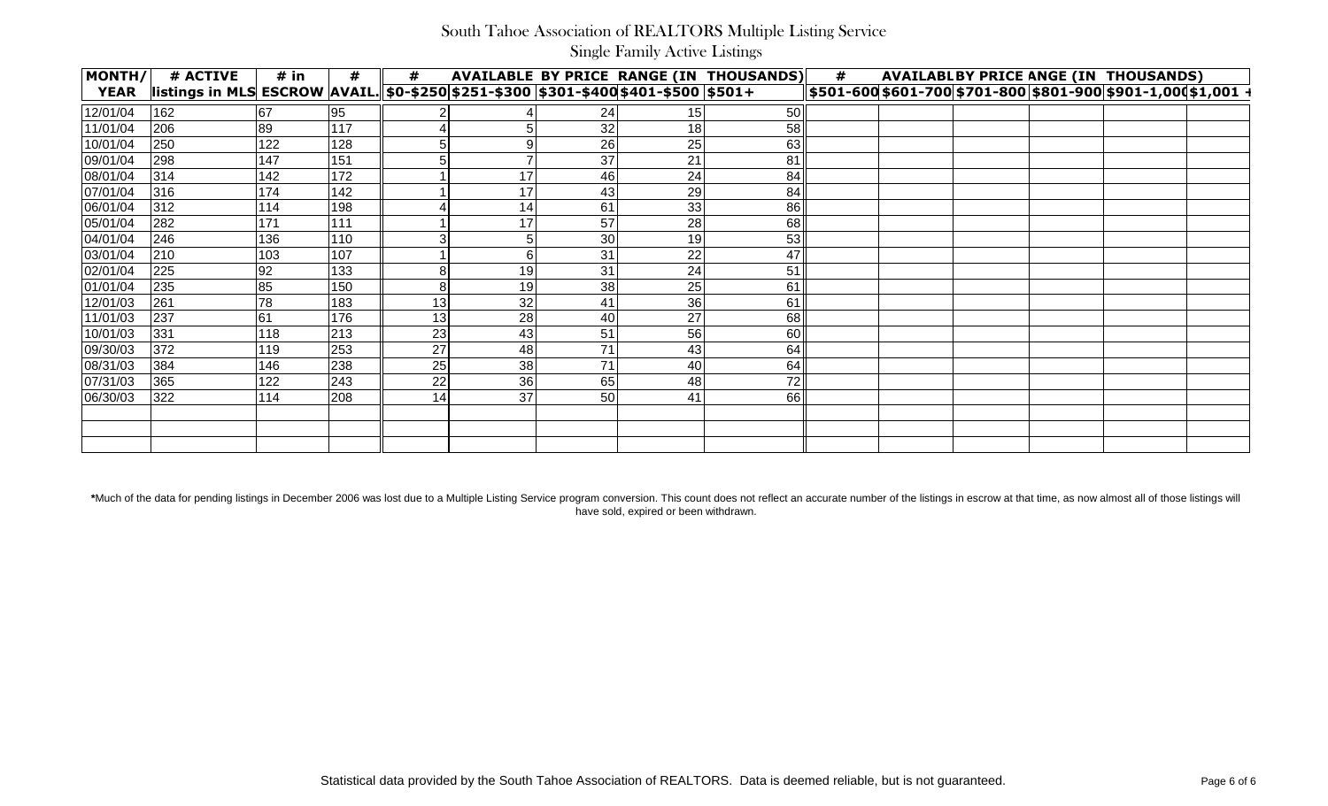# South Tahoe Association of REALTORS Multiple Listing Service

## Single Family Active Listings

| MONTH/ YEAR | # ACTIVE listings in MLS | # in ESCROW | # AVAIL. | # AVAILABLE BY PRICE RANGE (IN THOUSANDS) $0-$250 | $251-$300 | $301-$400 | $401-$500 | $501+ | # AVAILABLE BY PRICE RANGE (IN THOUSANDS) $501-600 | $601-700 | $701-800 | $801-900 | $901-1,000 | $1,001 + |
|---|---|---|---|---|---|---|---|---|---|---|---|---|---|---|
| 12/01/04 | 162 | 67 | 95 | 2 | 4 | 24 | 15 | 50 | | | | | | |
| 11/01/04 | 206 | 89 | 117 | 4 | 5 | 32 | 18 | 58 | | | | | | |
| 10/01/04 | 250 | 122 | 128 | 5 | 9 | 26 | 25 | 63 | | | | | | |
| 09/01/04 | 298 | 147 | 151 | 5 | 7 | 37 | 21 | 81 | | | | | | |
| 08/01/04 | 314 | 142 | 172 | 1 | 17 | 46 | 24 | 84 | | | | | | |
| 07/01/04 | 316 | 174 | 142 | 1 | 17 | 43 | 29 | 84 | | | | | | |
| 06/01/04 | 312 | 114 | 198 | 4 | 14 | 61 | 33 | 86 | | | | | | |
| 05/01/04 | 282 | 171 | 111 | 1 | 17 | 57 | 28 | 68 | | | | | | |
| 04/01/04 | 246 | 136 | 110 | 3 | 5 | 30 | 19 | 53 | | | | | | |
| 03/01/04 | 210 | 103 | 107 | 1 | 6 | 31 | 22 | 47 | | | | | | |
| 02/01/04 | 225 | 92 | 133 | 8 | 19 | 31 | 24 | 51 | | | | | | |
| 01/01/04 | 235 | 85 | 150 | 8 | 19 | 38 | 25 | 61 | | | | | | |
| 12/01/03 | 261 | 78 | 183 | 13 | 32 | 41 | 36 | 61 | | | | | | |
| 11/01/03 | 237 | 61 | 176 | 13 | 28 | 40 | 27 | 68 | | | | | | |
| 10/01/03 | 331 | 118 | 213 | 23 | 43 | 51 | 56 | 60 | | | | | | |
| 09/30/03 | 372 | 119 | 253 | 27 | 48 | 71 | 43 | 64 | | | | | | |
| 08/31/03 | 384 | 146 | 238 | 25 | 38 | 71 | 40 | 64 | | | | | | |
| 07/31/03 | 365 | 122 | 243 | 22 | 36 | 65 | 48 | 72 | | | | | | |
| 06/30/03 | 322 | 114 | 208 | 14 | 37 | 50 | 41 | 66 | | | | | | |

*Much of the data for pending listings in December 2006 was lost due to a Multiple Listing Service program conversion. This count does not reflect an accurate number of the listings in escrow at that time, as now almost all of those listings will have sold, expired or been withdrawn.

Statistical data provided by the South Tahoe Association of REALTORS. Data is deemed reliable, but is not guaranteed.